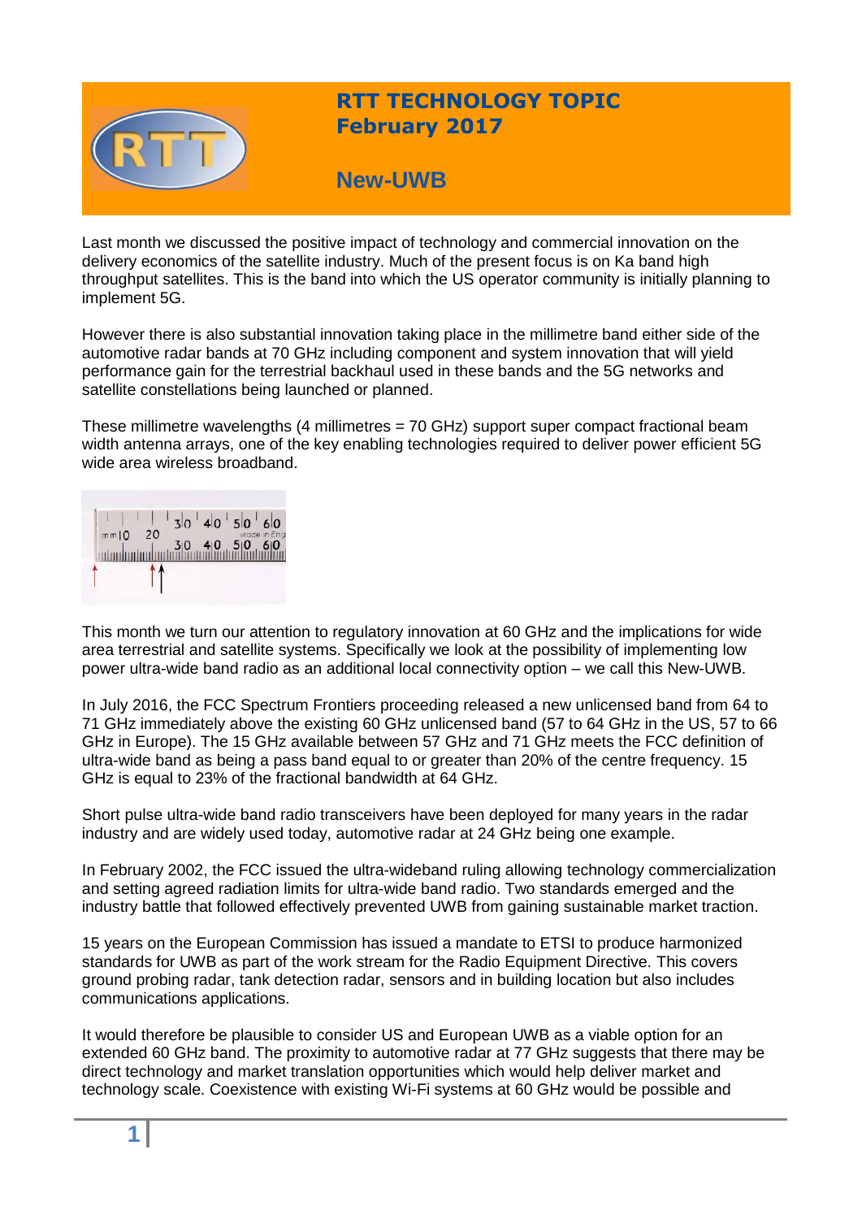# RTT TECHNOLOGY TOPIC
## February 2017

## New-UWB

Last month we discussed the positive impact of technology and commercial innovation on the delivery economics of the satellite industry. Much of the present focus is on Ka band high throughput satellites. This is the band into which the US operator community is initially planning to implement 5G.

However there is also substantial innovation taking place in the millimetre band either side of the automotive radar bands at 70 GHz including component and system innovation that will yield performance gain for the terrestrial backhaul used in these bands and the 5G networks and satellite constellations being launched or planned.

These millimetre wavelengths (4 millimetres = 70 GHz) support super compact fractional beam width antenna arrays, one of the key enabling technologies required to deliver power efficient 5G wide area wireless broadband.

This month we turn our attention to regulatory innovation at 60 GHz and the implications for wide area terrestrial and satellite systems. Specifically we look at the possibility of implementing low power ultra-wide band radio as an additional local connectivity option – we call this New-UWB.

In July 2016, the FCC Spectrum Frontiers proceeding released a new unlicensed band from 64 to 71 GHz immediately above the existing 60 GHz unlicensed band (57 to 64 GHz in the US, 57 to 66 GHz in Europe). The 15 GHz available between 57 GHz and 71 GHz meets the FCC definition of ultra-wide band as being a pass band equal to or greater than 20% of the centre frequency. 15 GHz is equal to 23% of the fractional bandwidth at 64 GHz.

Short pulse ultra-wide band radio transceivers have been deployed for many years in the radar industry and are widely used today, automotive radar at 24 GHz being one example.

In February 2002, the FCC issued the ultra-wideband ruling allowing technology commercialization and setting agreed radiation limits for ultra-wide band radio. Two standards emerged and the industry battle that followed effectively prevented UWB from gaining sustainable market traction.

15 years on the European Commission has issued a mandate to ETSI to produce harmonized standards for UWB as part of the work stream for the Radio Equipment Directive. This covers ground probing radar, tank detection radar, sensors and in building location but also includes communications applications.

It would therefore be plausible to consider US and European UWB as a viable option for an extended 60 GHz band. The proximity to automotive radar at 77 GHz suggests that there may be direct technology and market translation opportunities which would help deliver market and technology scale. Coexistence with existing Wi-Fi systems at 60 GHz would be possible and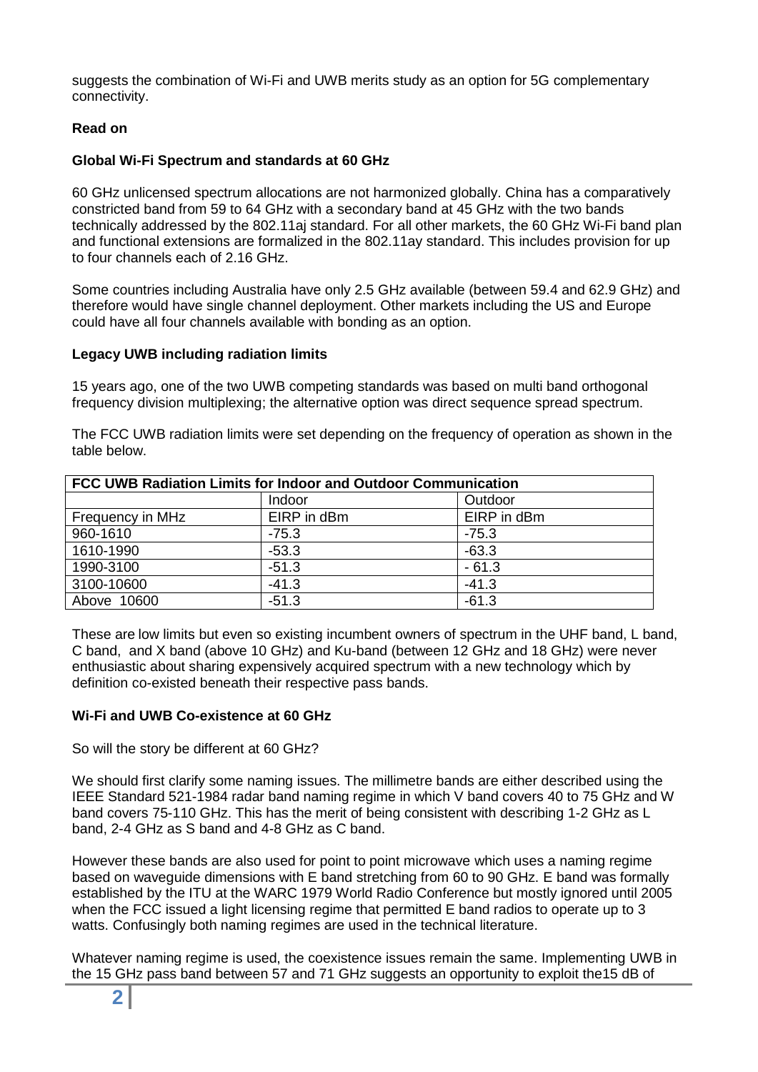suggests the combination of Wi-Fi and UWB merits study as an option for 5G complementary connectivity.

**Read on**

**Global Wi-Fi Spectrum and standards at 60 GHz**

60 GHz unlicensed spectrum allocations are not harmonized globally. China has a comparatively constricted band from 59 to 64 GHz with a secondary band at 45 GHz with the two bands technically addressed by the 802.11aj standard. For all other markets, the 60 GHz Wi-Fi band plan and functional extensions are formalized in the 802.11ay standard. This includes provision for up to four channels each of 2.16 GHz.

Some countries including Australia have only 2.5 GHz available (between 59.4 and 62.9 GHz) and therefore would have single channel deployment. Other markets including the US and Europe could have all four channels available with bonding as an option.

**Legacy UWB including radiation limits**

15 years ago, one of the two UWB competing standards was based on multi band orthogonal frequency division multiplexing; the alternative option was direct sequence spread spectrum.

The FCC UWB radiation limits were set depending on the frequency of operation as shown in the table below.

| **FCC UWB Radiation Limits for Indoor and Outdoor Communication** | | |
|---|---|---|
| | Indoor | Outdoor |
| Frequency in MHz | EIRP in dBm | EIRP in dBm |
| 960-1610 | -75.3 | -75.3 |
| 1610-1990 | -53.3 | -63.3 |
| 1990-3100 | -51.3 | - 61.3 |
| 3100-10600 | -41.3 | -41.3 |
| Above 10600 | -51.3 | -61.3 |

These are low limits but even so existing incumbent owners of spectrum in the UHF band, L band, C band, and X band (above 10 GHz) and Ku-band (between 12 GHz and 18 GHz) were never enthusiastic about sharing expensively acquired spectrum with a new technology which by definition co-existed beneath their respective pass bands.

**Wi-Fi and UWB Co-existence at 60 GHz**

So will the story be different at 60 GHz?

We should first clarify some naming issues. The millimetre bands are either described using the IEEE Standard 521-1984 radar band naming regime in which V band covers 40 to 75 GHz and W band covers 75-110 GHz. This has the merit of being consistent with describing 1-2 GHz as L band, 2-4 GHz as S band and 4-8 GHz as C band.

However these bands are also used for point to point microwave which uses a naming regime based on waveguide dimensions with E band stretching from 60 to 90 GHz. E band was formally established by the ITU at the WARC 1979 World Radio Conference but mostly ignored until 2005 when the FCC issued a light licensing regime that permitted E band radios to operate up to 3 watts. Confusingly both naming regimes are used in the technical literature.

Whatever naming regime is used, the coexistence issues remain the same. Implementing UWB in the 15 GHz pass band between 57 and 71 GHz suggests an opportunity to exploit the15 dB of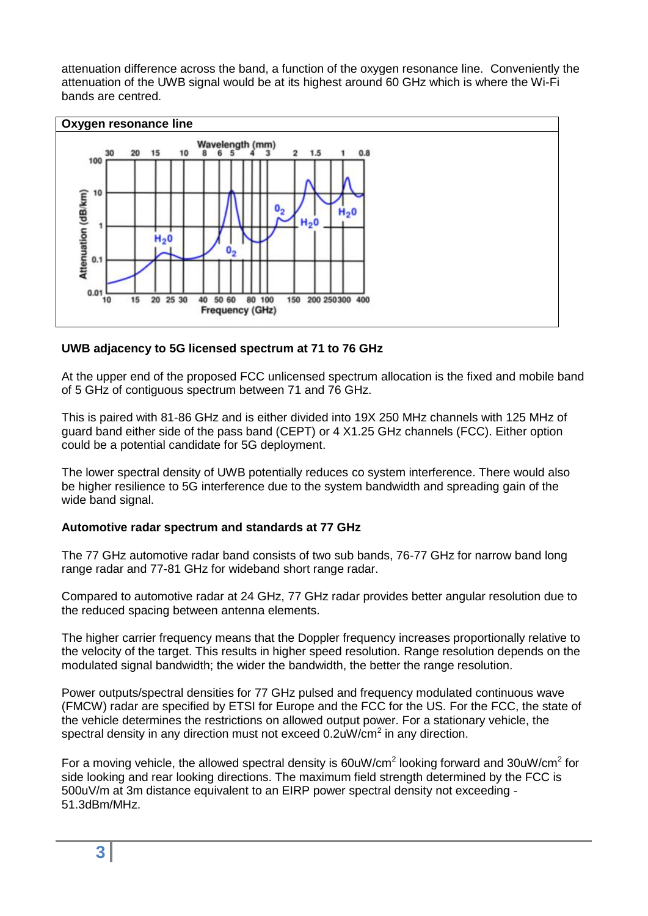attenuation difference across the band, a function of the oxygen resonance line. Conveniently the attenuation of the UWB signal would be at its highest around 60 GHz which is where the Wi-Fi bands are centred.

**Oxygen resonance line**

**UWB adjacency to 5G licensed spectrum at 71 to 76 GHz**

At the upper end of the proposed FCC unlicensed spectrum allocation is the fixed and mobile band of 5 GHz of contiguous spectrum between 71 and 76 GHz.

This is paired with 81-86 GHz and is either divided into 19X 250 MHz channels with 125 MHz of guard band either side of the pass band (CEPT) or 4 X1.25 GHz channels (FCC). Either option could be a potential candidate for 5G deployment.

The lower spectral density of UWB potentially reduces co system interference. There would also be higher resilience to 5G interference due to the system bandwidth and spreading gain of the wide band signal.

**Automotive radar spectrum and standards at 77 GHz**

The 77 GHz automotive radar band consists of two sub bands, 76-77 GHz for narrow band long range radar and 77-81 GHz for wideband short range radar.

Compared to automotive radar at 24 GHz, 77 GHz radar provides better angular resolution due to the reduced spacing between antenna elements.

The higher carrier frequency means that the Doppler frequency increases proportionally relative to the velocity of the target. This results in higher speed resolution. Range resolution depends on the modulated signal bandwidth; the wider the bandwidth, the better the range resolution.

Power outputs/spectral densities for 77 GHz pulsed and frequency modulated continuous wave (FMCW) radar are specified by ETSI for Europe and the FCC for the US. For the FCC, the state of the vehicle determines the restrictions on allowed output power. For a stationary vehicle, the spectral density in any direction must not exceed 0.2uW/cm$^2$ in any direction.

For a moving vehicle, the allowed spectral density is 60uW/cm$^2$ looking forward and 30uW/cm$^2$ for side looking and rear looking directions. The maximum field strength determined by the FCC is 500uV/m at 3m distance equivalent to an EIRP power spectral density not exceeding -51.3dBm/MHz.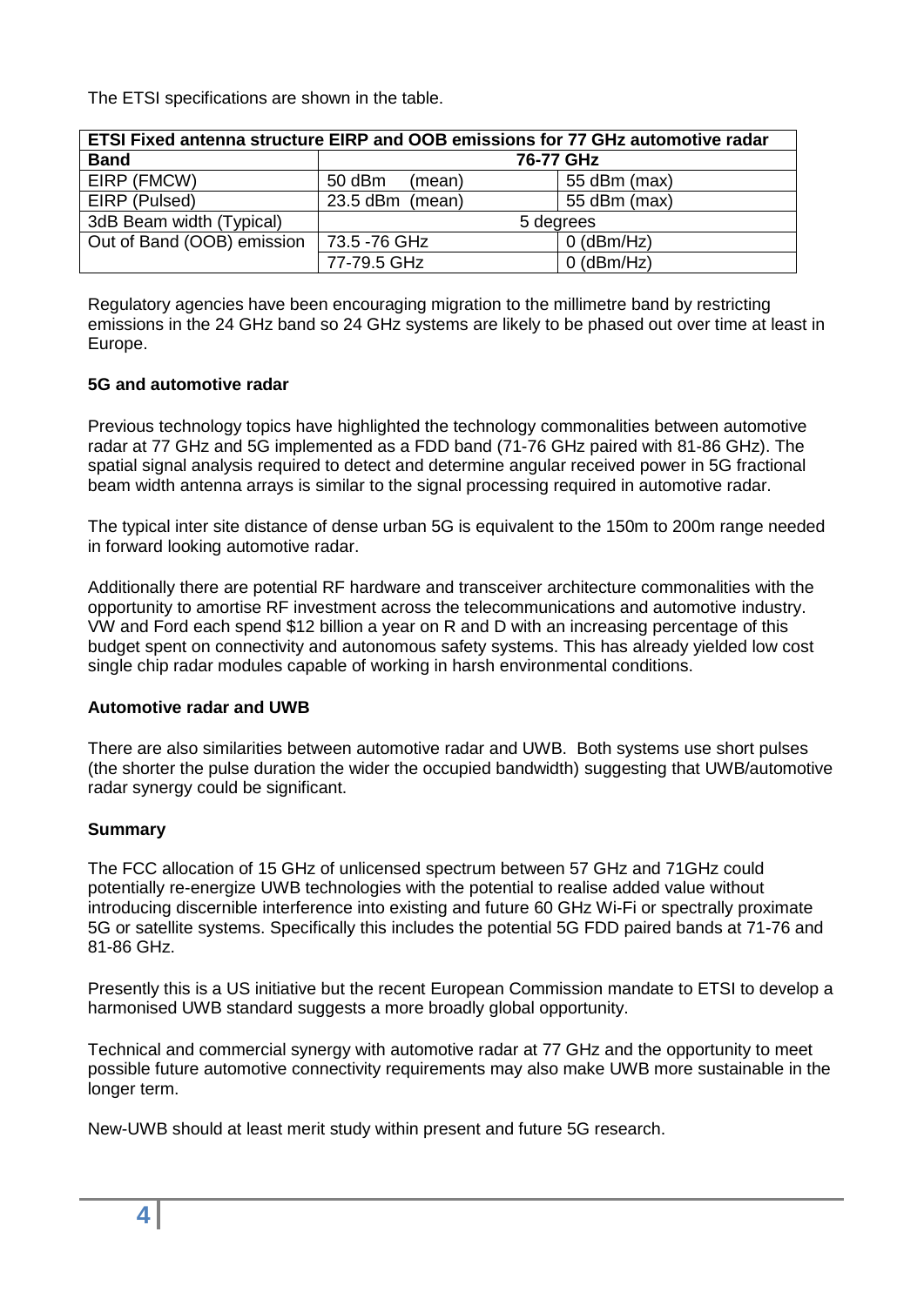The ETSI specifications are shown in the table.

| ETSI Fixed antenna structure EIRP and OOB emissions for 77 GHz automotive radar | | |
|---|---|---|
| **Band** | **76-77 GHz** | |
| EIRP (FMCW) | 50 dBm (mean) | 55 dBm (max) |
| EIRP (Pulsed) | 23.5 dBm (mean) | 55 dBm (max) |
| 3dB Beam width (Typical) | 5 degrees | |
| Out of Band (OOB) emission | 73.5 -76 GHz | 0 (dBm/Hz) |
| | 77-79.5 GHz | 0 (dBm/Hz) |

Regulatory agencies have been encouraging migration to the millimetre band by restricting emissions in the 24 GHz band so 24 GHz systems are likely to be phased out over time at least in Europe.

**5G and automotive radar**

Previous technology topics have highlighted the technology commonalities between automotive radar at 77 GHz and 5G implemented as a FDD band (71-76 GHz paired with 81-86 GHz). The spatial signal analysis required to detect and determine angular received power in 5G fractional beam width antenna arrays is similar to the signal processing required in automotive radar.

The typical inter site distance of dense urban 5G is equivalent to the 150m to 200m range needed in forward looking automotive radar.

Additionally there are potential RF hardware and transceiver architecture commonalities with the opportunity to amortise RF investment across the telecommunications and automotive industry. VW and Ford each spend $12 billion a year on R and D with an increasing percentage of this budget spent on connectivity and autonomous safety systems. This has already yielded low cost single chip radar modules capable of working in harsh environmental conditions.

**Automotive radar and UWB**

There are also similarities between automotive radar and UWB. Both systems use short pulses (the shorter the pulse duration the wider the occupied bandwidth) suggesting that UWB/automotive radar synergy could be significant.

**Summary**

The FCC allocation of 15 GHz of unlicensed spectrum between 57 GHz and 71GHz could potentially re-energize UWB technologies with the potential to realise added value without introducing discernible interference into existing and future 60 GHz Wi-Fi or spectrally proximate 5G or satellite systems. Specifically this includes the potential 5G FDD paired bands at 71-76 and 81-86 GHz.

Presently this is a US initiative but the recent European Commission mandate to ETSI to develop a harmonised UWB standard suggests a more broadly global opportunity.

Technical and commercial synergy with automotive radar at 77 GHz and the opportunity to meet possible future automotive connectivity requirements may also make UWB more sustainable in the longer term.

New-UWB should at least merit study within present and future 5G research.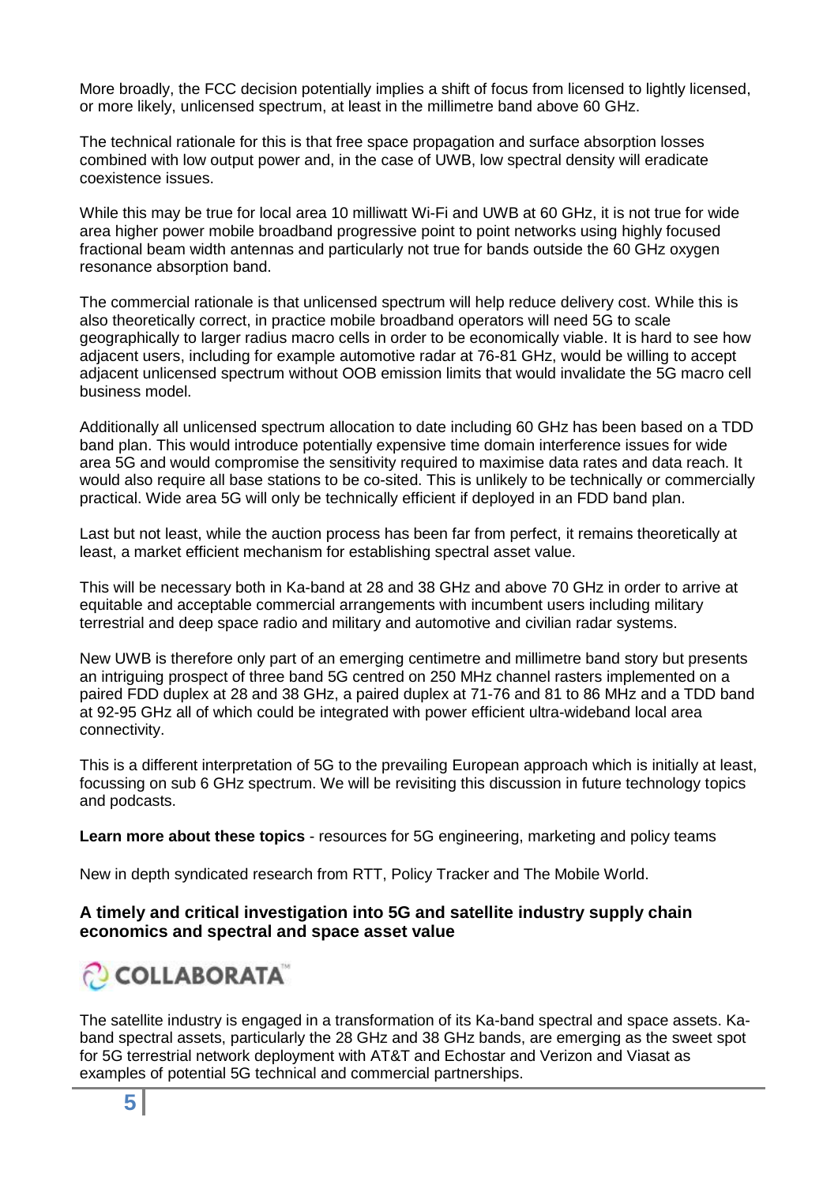More broadly, the FCC decision potentially implies a shift of focus from licensed to lightly licensed, or more likely, unlicensed spectrum, at least in the millimetre band above 60 GHz.

The technical rationale for this is that free space propagation and surface absorption losses combined with low output power and, in the case of UWB, low spectral density will eradicate coexistence issues.

While this may be true for local area 10 milliwatt Wi-Fi and UWB at 60 GHz, it is not true for wide area higher power mobile broadband progressive point to point networks using highly focused fractional beam width antennas and particularly not true for bands outside the 60 GHz oxygen resonance absorption band.

The commercial rationale is that unlicensed spectrum will help reduce delivery cost. While this is also theoretically correct, in practice mobile broadband operators will need 5G to scale geographically to larger radius macro cells in order to be economically viable. It is hard to see how adjacent users, including for example automotive radar at 76-81 GHz, would be willing to accept adjacent unlicensed spectrum without OOB emission limits that would invalidate the 5G macro cell business model.

Additionally all unlicensed spectrum allocation to date including 60 GHz has been based on a TDD band plan. This would introduce potentially expensive time domain interference issues for wide area 5G and would compromise the sensitivity required to maximise data rates and data reach. It would also require all base stations to be co-sited. This is unlikely to be technically or commercially practical. Wide area 5G will only be technically efficient if deployed in an FDD band plan.

Last but not least, while the auction process has been far from perfect, it remains theoretically at least, a market efficient mechanism for establishing spectral asset value.

This will be necessary both in Ka-band at 28 and 38 GHz and above 70 GHz in order to arrive at equitable and acceptable commercial arrangements with incumbent users including military terrestrial and deep space radio and military and automotive and civilian radar systems.

New UWB is therefore only part of an emerging centimetre and millimetre band story but presents an intriguing prospect of three band 5G centred on 250 MHz channel rasters implemented on a paired FDD duplex at 28 and 38 GHz, a paired duplex at 71-76 and 81 to 86 MHz and a TDD band at 92-95 GHz all of which could be integrated with power efficient ultra-wideband local area connectivity.

This is a different interpretation of 5G to the prevailing European approach which is initially at least, focussing on sub 6 GHz spectrum. We will be revisiting this discussion in future technology topics and podcasts.

**Learn more about these topics** - resources for 5G engineering, marketing and policy teams

New in depth syndicated research from RTT, Policy Tracker and The Mobile World.

**A timely and critical investigation into 5G and satellite industry supply chain economics and spectral and space asset value**

COLLABORATA™

The satellite industry is engaged in a transformation of its Ka-band spectral and space assets. Ka-band spectral assets, particularly the 28 GHz and 38 GHz bands, are emerging as the sweet spot for 5G terrestrial network deployment with AT&T and Echostar and Verizon and Viasat as examples of potential 5G technical and commercial partnerships.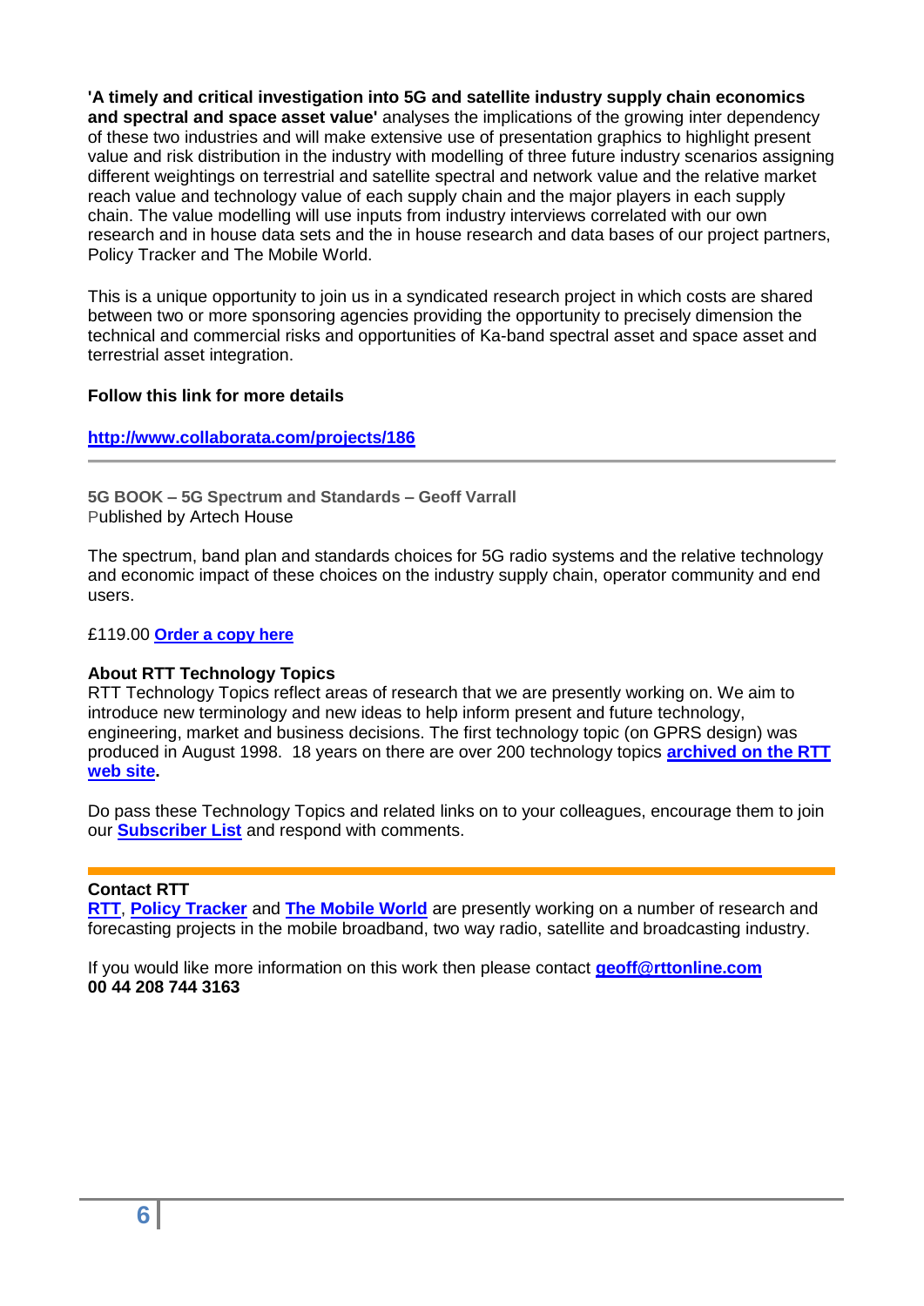**'A timely and critical investigation into 5G and satellite industry supply chain economics and spectral and space asset value'** analyses the implications of the growing inter dependency of these two industries and will make extensive use of presentation graphics to highlight present value and risk distribution in the industry with modelling of three future industry scenarios assigning different weightings on terrestrial and satellite spectral and network value and the relative market reach value and technology value of each supply chain and the major players in each supply chain. The value modelling will use inputs from industry interviews correlated with our own research and in house data sets and the in house research and data bases of our project partners, Policy Tracker and The Mobile World.

This is a unique opportunity to join us in a syndicated research project in which costs are shared between two or more sponsoring agencies providing the opportunity to precisely dimension the technical and commercial risks and opportunities of Ka-band spectral asset and space asset and terrestrial asset integration.

**Follow this link for more details**

**[http://www.collaborata.com/projects/186](http://www.collaborata.com/projects/186)**

---

**5G BOOK – 5G Spectrum and Standards – Geoff Varrall**
Published by Artech House

The spectrum, band plan and standards choices for 5G radio systems and the relative technology and economic impact of these choices on the industry supply chain, operator community and end users.

£119.00 **Order a copy here**

**About RTT Technology Topics**
RTT Technology Topics reflect areas of research that we are presently working on. We aim to introduce new terminology and new ideas to help inform present and future technology, engineering, market and business decisions. The first technology topic (on GPRS design) was produced in August 1998. 18 years on there are over 200 technology topics **archived on the RTT web site.**

Do pass these Technology Topics and related links on to your colleagues, encourage them to join our **Subscriber List** and respond with comments.

---

**Contact RTT**
**RTT**, **Policy Tracker** and **The Mobile World** are presently working on a number of research and forecasting projects in the mobile broadband, two way radio, satellite and broadcasting industry.

If you would like more information on this work then please contact **geoff@rttonline.com**
**00 44 208 744 3163**